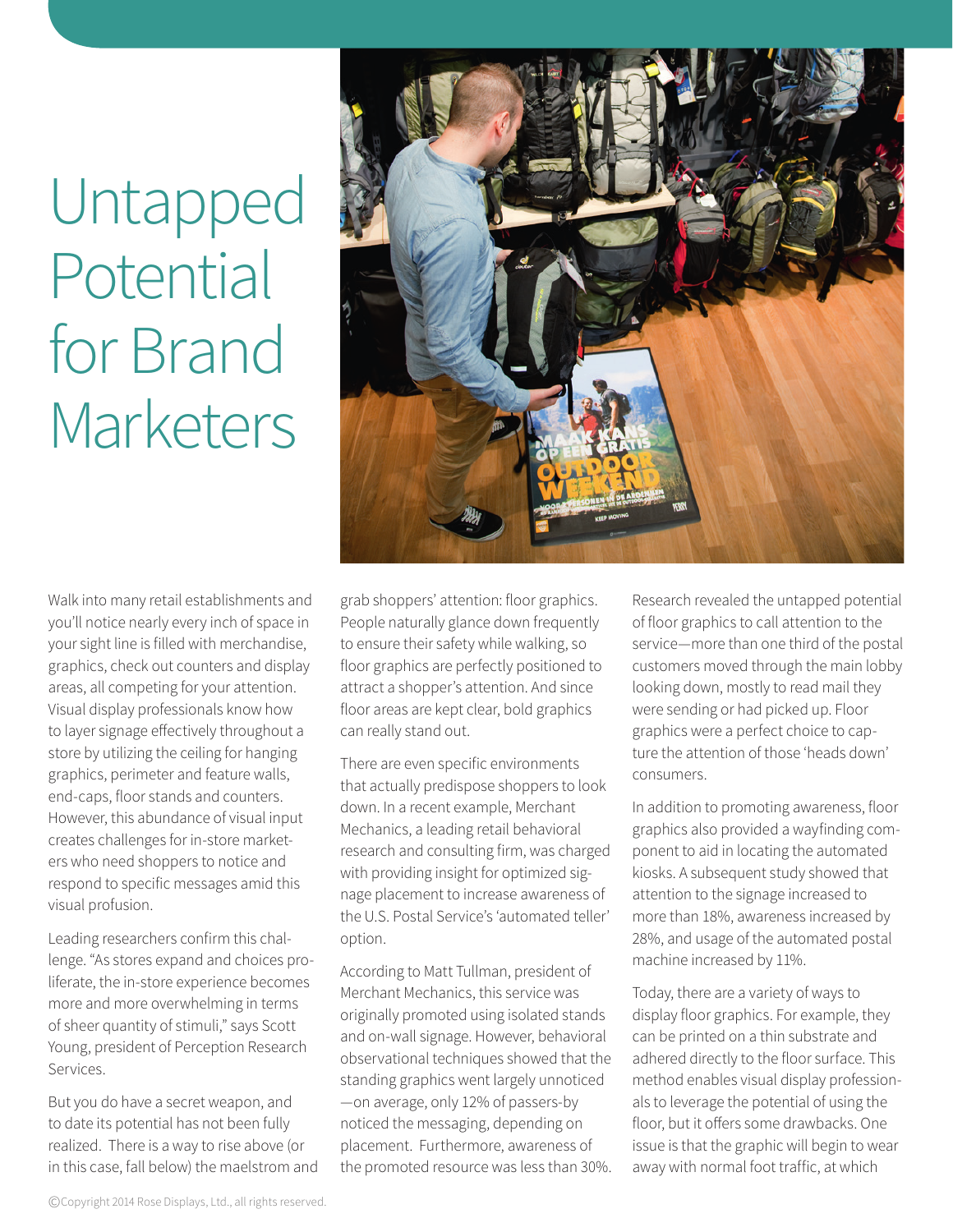# Untapped Potential for Brand Marketers

Walk into many retail establishments and you'll notice nearly every inch of space in your sight line is filled with merchandise, graphics, check out counters and display areas, all competing for your attention. Visual display professionals know how to layer signage effectively throughout a store by utilizing the ceiling for hanging graphics, perimeter and feature walls, end-caps, floor stands and counters. However, this abundance of visual input creates challenges for in-store marketers who need shoppers to notice and respond to specific messages amid this visual profusion.

Leading researchers confirm this challenge. "As stores expand and choices proliferate, the in-store experience becomes more and more overwhelming in terms of sheer quantity of stimuli," says Scott Young, president of Perception Research Services.

But you do have a secret weapon, and to date its potential has not been fully realized. There is a way to rise above (or in this case, fall below) the maelstrom and grab shoppers' attention: floor graphics. People naturally glance down frequently to ensure their safety while walking, so floor graphics are perfectly positioned to attract a shopper's attention. And since floor areas are kept clear, bold graphics can really stand out.

There are even specific environments that actually predispose shoppers to look down. In a recent example, Merchant Mechanics, a leading retail behavioral research and consulting firm, was charged with providing insight for optimized signage placement to increase awareness of the U.S. Postal Service's 'automated teller' option.

According to Matt Tullman, president of Merchant Mechanics, this service was originally promoted using isolated stands and on-wall signage. However, behavioral observational techniques showed that the standing graphics went largely unnoticed—on average, only 12% of passers-by noticed the messaging, depending on placement. Furthermore, awareness of the promoted resource was less than 30%. Research revealed the untapped potential of floor graphics to call attention to the service—more than one third of the postal customers moved through the main lobby looking down, mostly to read mail they were sending or had picked up. Floor graphics were a perfect choice to capture the attention of those 'heads down' consumers.

In addition to promoting awareness, floor graphics also provided a wayfinding component to aid in locating the automated kiosks. A subsequent study showed that attention to the signage increased to more than 18%, awareness increased by 28%, and usage of the automated postal machine increased by 11%.

Today, there are a variety of ways to display floor graphics. For example, they can be printed on a thin substrate and adhered directly to the floor surface. This method enables visual display professionals to leverage the potential of using the floor, but it offers some drawbacks. One issue is that the graphic will begin to wear away with normal foot traffic, at which

©Copyright 2014 Rose Displays, Ltd., all rights reserved.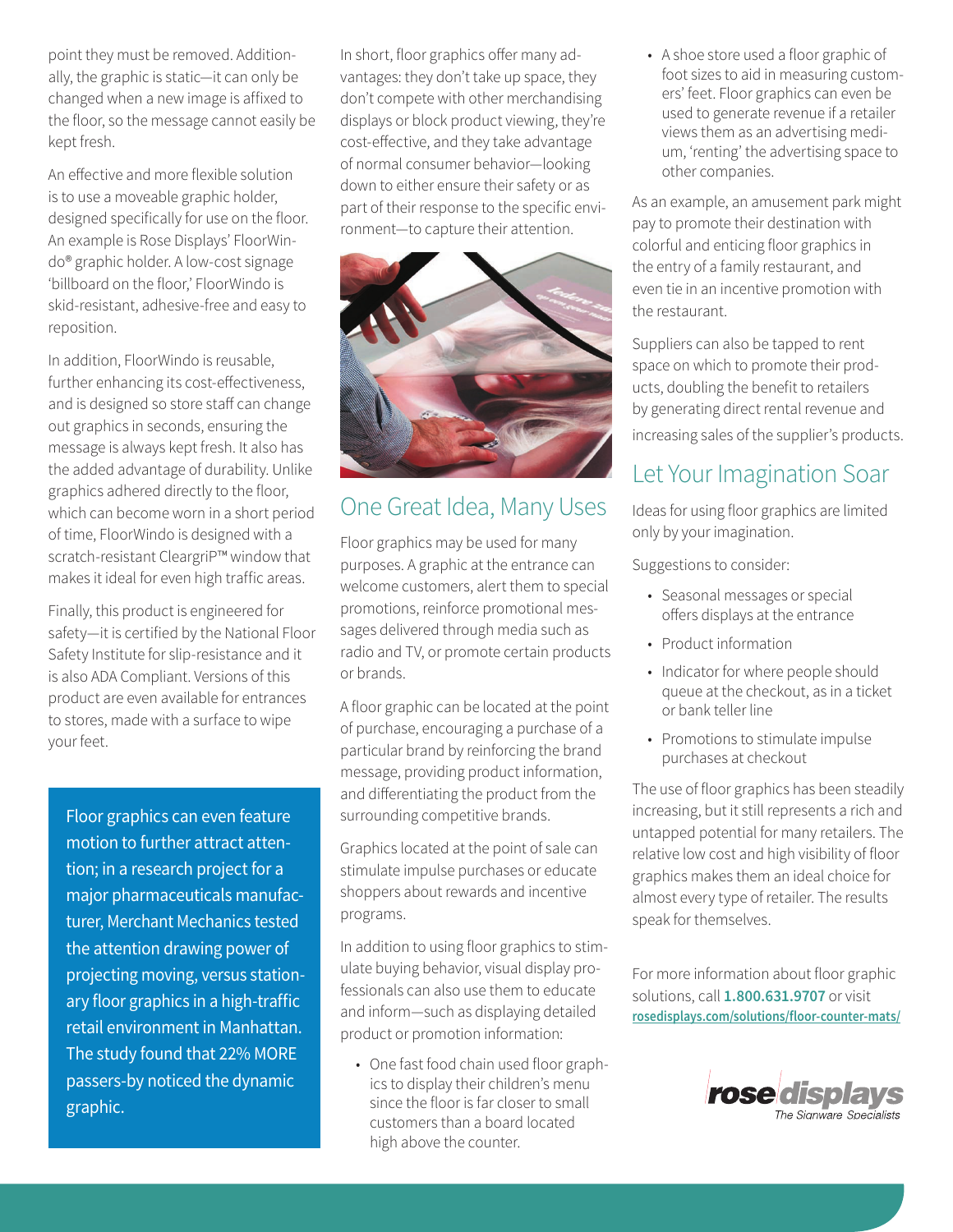point they must be removed. Additionally, the graphic is static—it can only be changed when a new image is affixed to the floor, so the message cannot easily be kept fresh.

An effective and more flexible solution is to use a moveable graphic holder, designed specifically for use on the floor. An example is Rose Displays' FloorWindo® graphic holder. A low-cost signage 'billboard on the floor,' FloorWindo is skid-resistant, adhesive-free and easy to reposition.

In addition, FloorWindo is reusable, further enhancing its cost-effectiveness, and is designed so store staff can change out graphics in seconds, ensuring the message is always kept fresh. It also has the added advantage of durability. Unlike graphics adhered directly to the floor, which can become worn in a short period of time, FloorWindo is designed with a scratch-resistant CleargriP™ window that makes it ideal for even high traffic areas.

Finally, this product is engineered for safety—it is certified by the National Floor Safety Institute for slip-resistance and it is also ADA Compliant. Versions of this product are even available for entrances to stores, made with a surface to wipe your feet.

Floor graphics can even feature motion to further attract attention; in a research project for a major pharmaceuticals manufacturer, Merchant Mechanics tested the attention drawing power of projecting moving, versus stationary floor graphics in a high-traffic retail environment in Manhattan. The study found that 22% MORE passers-by noticed the dynamic graphic.

In short, floor graphics offer many advantages: they don't take up space, they don't compete with other merchandising displays or block product viewing, they're cost-effective, and they take advantage of normal consumer behavior—looking down to either ensure their safety or as part of their response to the specific environment—to capture their attention.

## One Great Idea, Many Uses

Floor graphics may be used for many purposes. A graphic at the entrance can welcome customers, alert them to special promotions, reinforce promotional messages delivered through media such as radio and TV, or promote certain products or brands.

A floor graphic can be located at the point of purchase, encouraging a purchase of a particular brand by reinforcing the brand message, providing product information, and differentiating the product from the surrounding competitive brands.

Graphics located at the point of sale can stimulate impulse purchases or educate shoppers about rewards and incentive programs.

In addition to using floor graphics to stimulate buying behavior, visual display professionals can also use them to educate and inform—such as displaying detailed product or promotion information:

- One fast food chain used floor graphics to display their children's menu since the floor is far closer to small customers than a board located high above the counter.
- A shoe store used a floor graphic of foot sizes to aid in measuring customers' feet. Floor graphics can even be used to generate revenue if a retailer views them as an advertising medium, 'renting' the advertising space to other companies.

As an example, an amusement park might pay to promote their destination with colorful and enticing floor graphics in the entry of a family restaurant, and even tie in an incentive promotion with the restaurant.

Suppliers can also be tapped to rent space on which to promote their products, doubling the benefit to retailers by generating direct rental revenue and increasing sales of the supplier's products.

## Let Your Imagination Soar

Ideas for using floor graphics are limited only by your imagination.

Suggestions to consider:

- Seasonal messages or special offers displays at the entrance
- Product information
- Indicator for where people should queue at the checkout, as in a ticket or bank teller line
- Promotions to stimulate impulse purchases at checkout

The use of floor graphics has been steadily increasing, but it still represents a rich and untapped potential for many retailers. The relative low cost and high visibility of floor graphics makes them an ideal choice for almost every type of retailer. The results speak for themselves.

For more information about floor graphic solutions, call **1.800.631.9707** or visit **rosedisplays.com/solutions/floor-counter-mats/**

rose displays
The Signware Specialists